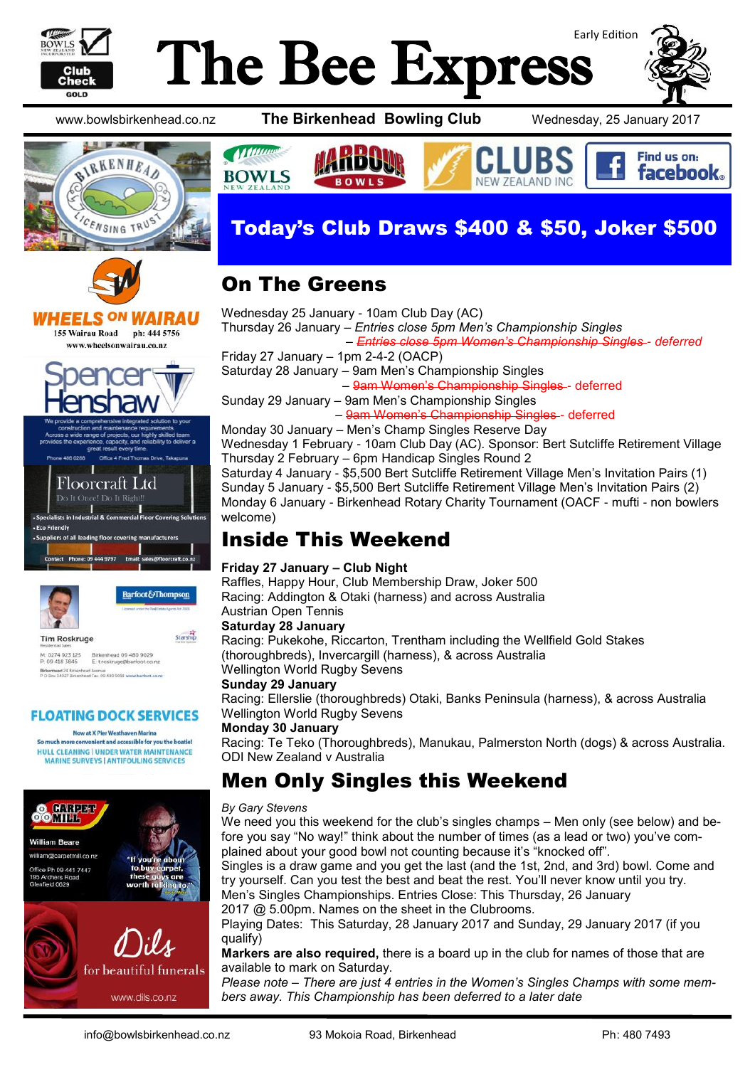# The Bee Express

Early Edition

www.bowlsbirkenhead.co.nz **The Birkenhead Bowling Club** Wednesday, 25 January 2017

## Today's Club Draws $400 & $50, Joker $500

## On The Greens

Wednesday 25 January - 10am Club Day (AC)
Thursday 26 January – *Entries close 5pm Men's Championship Singles*
– ~~*Entries close 5pm Women's Championship Singles*~~ - *deferred*
Friday 27 January – 1pm 2-4-2 (OACP)
Saturday 28 January – 9am Men's Championship Singles
– ~~9am Women's Championship Singles~~ - deferred
Sunday 29 January – 9am Men's Championship Singles
– ~~9am Women's Championship Singles~~ - deferred
Monday 30 January – Men's Champ Singles Reserve Day
Wednesday 1 February - 10am Club Day (AC). Sponsor: Bert Sutcliffe Retirement Village
Thursday 2 February – 6pm Handicap Singles Round 2
Saturday 4 January - $5,500 Bert Sutcliffe Retirement Village Men's Invitation Pairs (1)
Sunday 5 January - $5,500 Bert Sutcliffe Retirement Village Men's Invitation Pairs (2)
Monday 6 January - Birkenhead Rotary Charity Tournament (OACF - mufti - non bowlers welcome)

## Inside This Weekend

**Friday 27 January – Club Night**
Raffles, Happy Hour, Club Membership Draw, Joker 500
Racing: Addington & Otaki (harness) and across Australia
Austrian Open Tennis

**Saturday 28 January**
Racing: Pukekohe, Riccarton, Trentham including the Wellfield Gold Stakes (thoroughbreds), Invercargill (harness), & across Australia
Wellington World Rugby Sevens

**Sunday 29 January**
Racing: Ellerslie (thoroughbreds) Otaki, Banks Peninsula (harness), & across Australia
Wellington World Rugby Sevens

**Monday 30 January**
Racing: Te Teko (Thoroughbreds), Manukau, Palmerston North (dogs) & across Australia.
ODI New Zealand v Australia

## Men Only Singles this Weekend

*By Gary Stevens*

We need you this weekend for the club's singles champs – Men only (see below) and before you say "No way!" think about the number of times (as a lead or two) you've complained about your good bowl not counting because it's "knocked off".

Singles is a draw game and you get the last (and the 1st, 2nd, and 3rd) bowl. Come and try yourself. Can you test the best and beat the rest. You'll never know until you try.

Men's Singles Championships. Entries Close: This Thursday, 26 January 2017 @ 5.00pm. Names on the sheet in the Clubrooms.

Playing Dates: This Saturday, 28 January 2017 and Sunday, 29 January 2017 (if you qualify)

**Markers are also required,** there is a board up in the club for names of those that are available to mark on Saturday.

*Please note – There are just 4 entries in the Women's Singles Champs with some members away. This Championship has been deferred to a later date*

info@bowlsbirkenhead.co.nz 93 Mokoia Road, Birkenhead Ph: 480 7493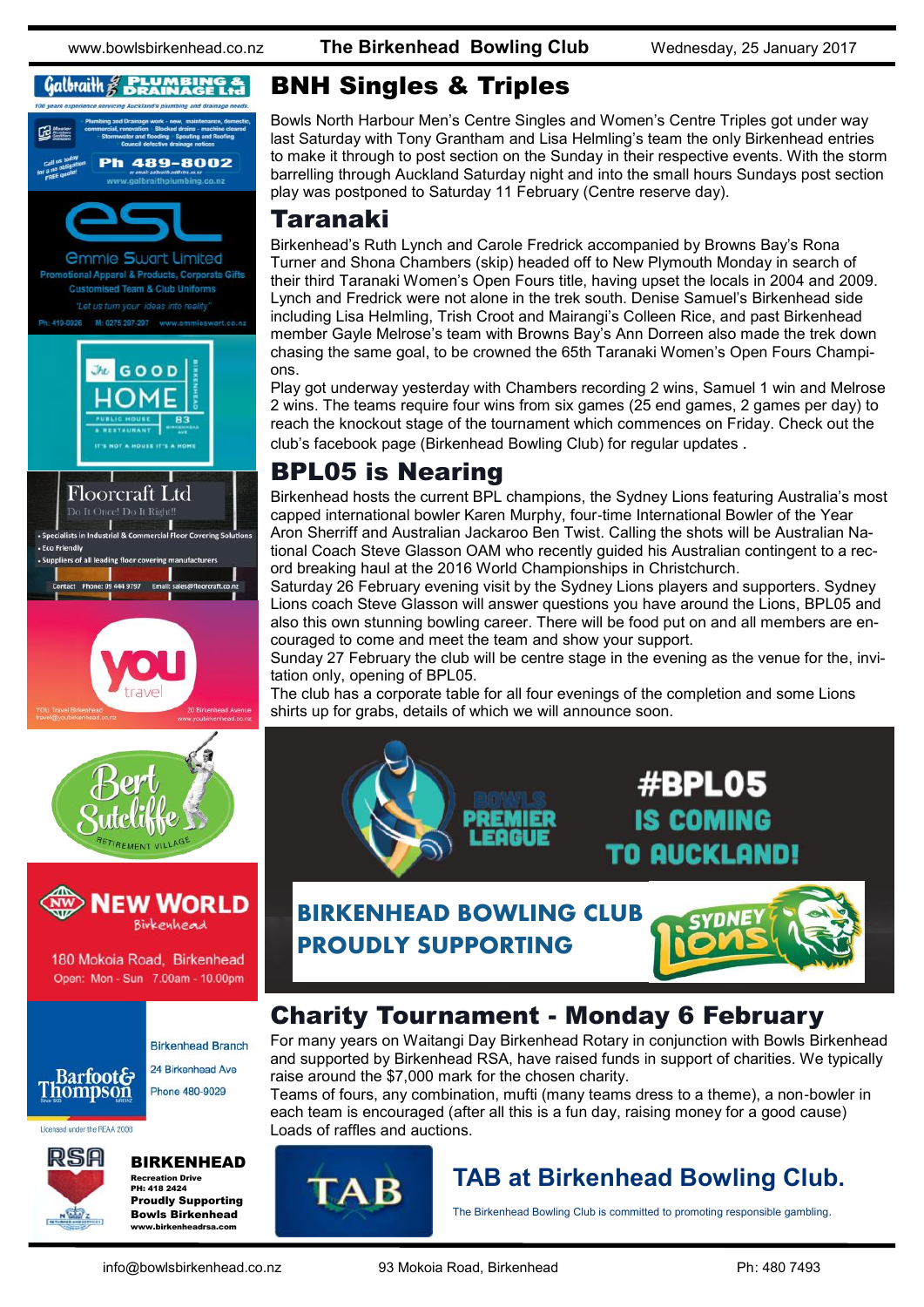## BNH Singles & Triples

Bowls North Harbour Men's Centre Singles and Women's Centre Triples got under way last Saturday with Tony Grantham and Lisa Helmling's team the only Birkenhead entries to make it through to post section on the Sunday in their respective events. With the storm barrelling through Auckland Saturday night and into the small hours Sundays post section play was postponed to Saturday 11 February (Centre reserve day).

## Taranaki

Birkenhead's Ruth Lynch and Carole Fredrick accompanied by Browns Bay's Rona Turner and Shona Chambers (skip) headed off to New Plymouth Monday in search of their third Taranaki Women's Open Fours title, having upset the locals in 2004 and 2009. Lynch and Fredrick were not alone in the trek south. Denise Samuel's Birkenhead side including Lisa Helmling, Trish Croot and Mairangi's Colleen Rice, and past Birkenhead member Gayle Melrose's team with Browns Bay's Ann Dorreen also made the trek down chasing the same goal, to be crowned the 65th Taranaki Women's Open Fours Champions.

Play got underway yesterday with Chambers recording 2 wins, Samuel 1 win and Melrose 2 wins. The teams require four wins from six games (25 end games, 2 games per day) to reach the knockout stage of the tournament which commences on Friday. Check out the club's facebook page (Birkenhead Bowling Club) for regular updates .

## BPL05 is Nearing

Birkenhead hosts the current BPL champions, the Sydney Lions featuring Australia's most capped international bowler Karen Murphy, four-time International Bowler of the Year Aron Sherriff and Australian Jackaroo Ben Twist. Calling the shots will be Australian National Coach Steve Glasson OAM who recently guided his Australian contingent to a record breaking haul at the 2016 World Championships in Christchurch.

Saturday 26 February evening visit by the Sydney Lions players and supporters. Sydney Lions coach Steve Glasson will answer questions you have around the Lions, BPL05 and also this own stunning bowling career. There will be food put on and all members are encouraged to come and meet the team and show your support.

Sunday 27 February the club will be centre stage in the evening as the venue for the, invitation only, opening of BPL05.

The club has a corporate table for all four evenings of the completion and some Lions shirts up for grabs, details of which we will announce soon.

BOWLS PREMIER LEAGUE

#BPL05 IS COMING TO AUCKLAND!

BIRKENHEAD BOWLING CLUB PROUDLY SUPPORTING

SYDNEY LIONS

## Charity Tournament - Monday 6 February

For many years on Waitangi Day Birkenhead Rotary in conjunction with Bowls Birkenhead and supported by Birkenhead RSA, have raised funds in support of charities. We typically raise around the $7,000 mark for the chosen charity.

Teams of fours, any combination, mufti (many teams dress to a theme), a non-bowler in each team is encouraged (after all this is a fun day, raising money for a good cause) Loads of raffles and auctions.

## TAB at Birkenhead Bowling Club.

The Birkenhead Bowling Club is committed to promoting responsible gambling.

---

**Galbraith Plumbing & Drainage Ltd** — 100 years experience servicing Auckland's plumbing and drainage needs.
- Plumbing and Drainage work - new, maintenance, domestic, commercial, renovation - Blocked drains - machine cleared
- Stormwater and flooding - Spouting and Roofing
- Council defective drainage notices

Call us today for a no obligation FREE quote! Ph 489-8002 — www.galbraithplumbing.co.nz

**esL Emmie Swart Limited** — Promotional Apparel & Products, Corporate Gifts, Customised Team & Club Uniforms. "Let us turn your ideas into reality" Ph: 419-0926 M: 0275 297-297 www.emmieswart.co.nz

**The Good Home** — Public House & Restaurant, 83 Birkenhead Ave, Birkenhead. It's not a house it's a home

**Floorcraft Ltd** — Do It Once! Do It Right!!
- Specialists in Industrial & Commercial Floor Covering Solutions
- Eco Friendly
- Suppliers of all leading floor covering manufacturers

Contact Phone: 09 444 9797 Email: sales@floorcraft.co.nz

**you travel** — YOU Travel Birkenhead, travel@youbirkenhead.co.nz, 20 Birkenhead Avenue, www.youbirkenhead.co.nz

**Bert Sutcliffe Retirement Village**

**New World Birkenhead** — 180 Mokoia Road, Birkenhead. Open: Mon - Sun 7.00am - 10.00pm

**Barfoot & Thompson** — Birkenhead Branch, 24 Birkenhead Ave, Phone 480-9029. Licensed under the REAA 2008

**RSA Birkenhead** — Recreation Drive, PH: 418 2424. Proudly Supporting Bowls Birkenhead. www.birkenheadrsa.com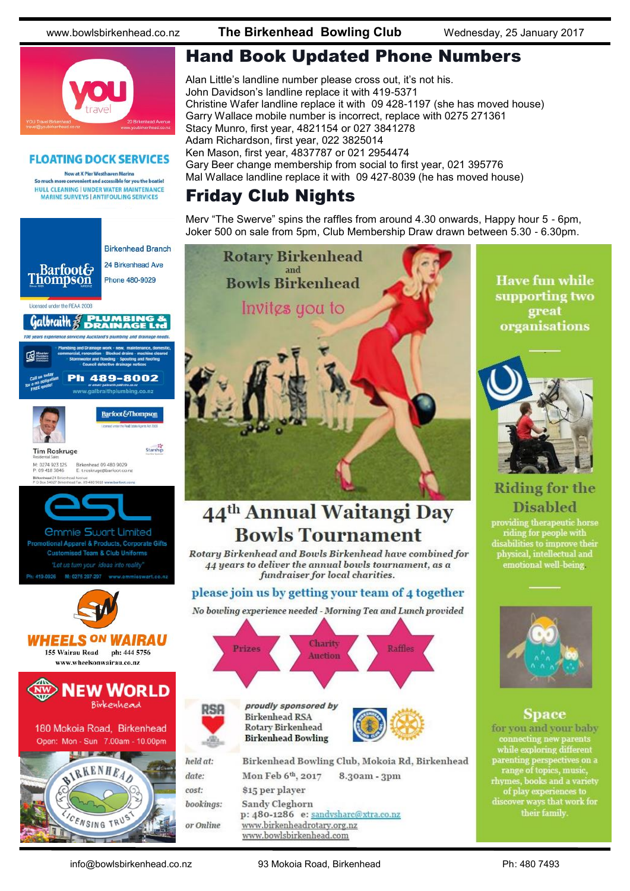# Hand Book Updated Phone Numbers

Alan Little's landline number please cross out, it's not his.
John Davidson's landline replace it with 419-5371
Christine Wafer landline replace it with 09 428-1197 (she has moved house)
Garry Wallace mobile number is incorrect, replace with 0275 271361
Stacy Munro, first year, 4821154 or 027 3841278
Adam Richardson, first year, 022 3825014
Ken Mason, first year, 4837787 or 021 2954474
Gary Beer change membership from social to first year, 021 395776
Mal Wallace landline replace it with 09 427-8039 (he has moved house)

# Friday Club Nights

Merv "The Swerve" spins the raffles from around 4.30 onwards, Happy hour 5 - 6pm, Joker 500 on sale from 5pm, Club Membership Draw drawn between 5.30 - 6.30pm.

Rotary Birkenhead and Bowls Birkenhead

Invites you to

## 44th Annual Waitangi Day Bowls Tournament

*Rotary Birkenhead and Bowls Birkenhead have combined for 44 years to deliver the annual bowls tournament, as a fundraiser for local charities.*

please join us by getting your team of 4 together

*No bowling experience needed - Morning Tea and Lunch provided*

Prizes — Charity Auction — Raffles

*proudly sponsored by*
Birkenhead RSA
Rotary Birkenhead
Birkenhead Bowling

| | |
|---|---|
| *held at:* | Birkenhead Bowling Club, Mokoia Rd, Birkenhead |
| *date:* | Mon Feb 6th, 2017 8.30am - 3pm |
| *cost:* | $15 per player |
| *bookings:* | Sandy Cleghorn p: 480-1286 e: sandyshare@xtra.co.nz |
| *or Online* | www.birkenheadrotary.org.nz www.bowlsbirkenhead.com |

Have fun while supporting two great organisations

**Riding for the Disabled**

providing therapeutic horse riding for people with disabilities to improve their physical, intellectual and emotional well-being.

**Space**

for you and your baby connecting new parents while exploring different parenting perspectives on a range of topics, music, rhymes, books and a variety of play experiences to discover ways that work for their family.

---

YOU Travel Birkenhead — travel@youbirkenhead.co.nz — 20 Birkenhead Avenue — www.youbirkenhead.co.nz

**FLOATING DOCK SERVICES**
Now at X Pier Westhaven Marina
So much more convenient and accessible for you the boatie!
HULL CLEANING | UNDER WATER MAINTENANCE
MARINE SURVEYS | ANTIFOULING SERVICES

Barfoot & Thompson — Birkenhead Branch — 24 Birkenhead Ave — Phone 480-9029
Licensed under the REAA 2008

Galbraith Plumbing & Drainage Ltd
100 years experience servicing Auckland's plumbing and drainage needs.
Plumbing and Drainage work - new, maintenance, domestic, commercial, renovation - Blocked drains - machine cleared - Stormwater and flooding - Spouting and Roofing - Council defective drainage notices
Call us today for a no obligation FREE quote! Ph 489-8002
www.galbraithplumbing.co.nz

Barfoot & Thompson — Tim Roskruge, Residential Sales
M: 0274 923 125 P: 09 418 3846 Birkenhead 09 480 9029 E: t.roskruge@barfoot.co.nz

esl — Emmie Swart Limited
Promotional Apparel & Products, Corporate Gifts
Customised Team & Club Uniforms
"Let us turn your ideas into reality"
Ph: 419-0926 M: 0275 207-207 www.emmieswart.co.nz

WHEELS ON WAIRAU
155 Wairau Road ph: 444 5756
www.wheelsonwairau.co.nz

NEW WORLD Birkenhead
180 Mokoia Road, Birkenhead
Open: Mon - Sun 7.00am - 10.00pm

Birkenhead Licensing Trust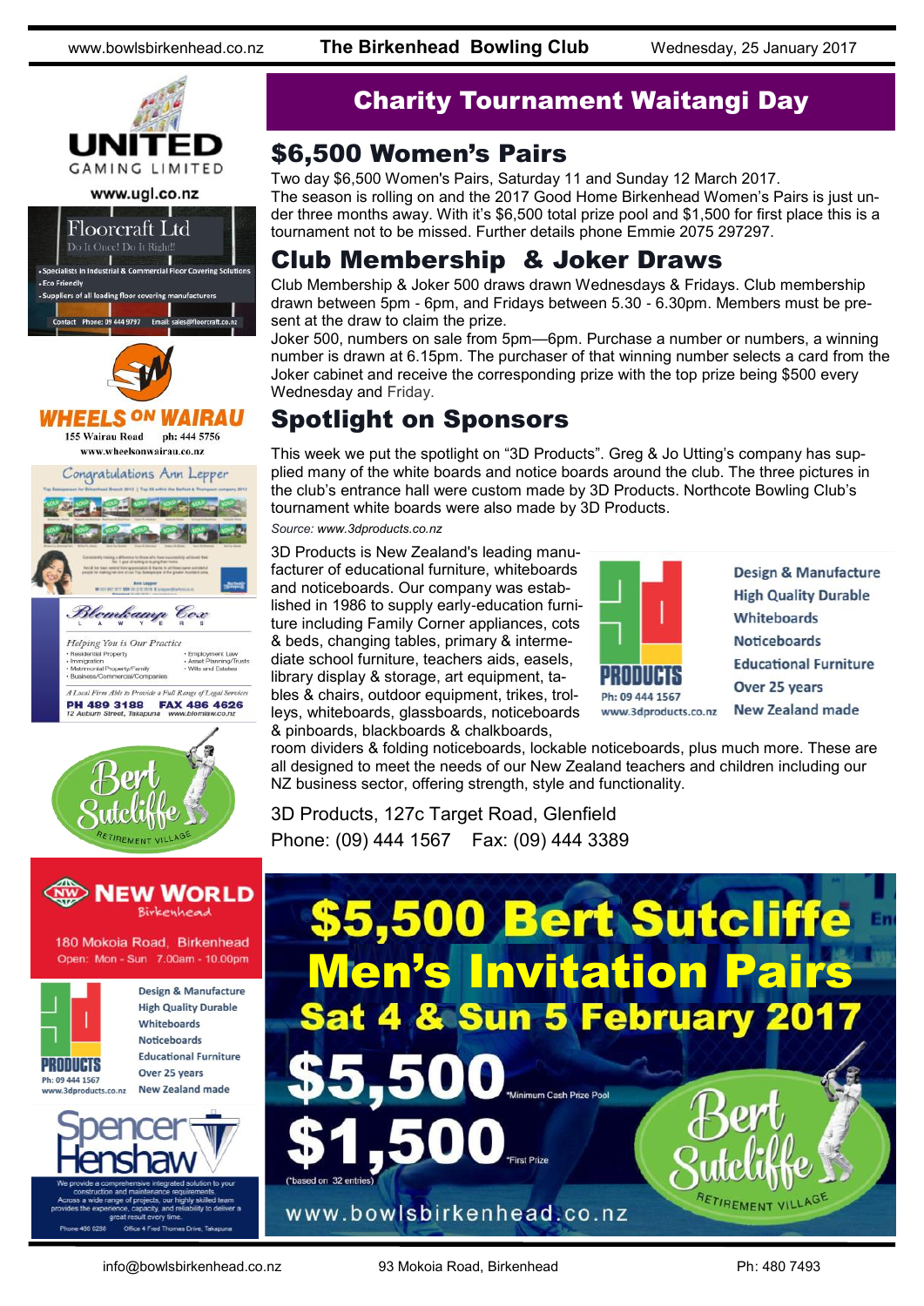# Charity Tournament Waitangi Day

## $6,500 Women's Pairs

Two day $6,500 Women's Pairs, Saturday 11 and Sunday 12 March 2017.
The season is rolling on and the 2017 Good Home Birkenhead Women's Pairs is just under three months away. With it's $6,500 total prize pool and $1,500 for first place this is a tournament not to be missed. Further details phone Emmie 2075 297297.

## Club Membership & Joker Draws

Club Membership & Joker 500 draws drawn Wednesdays & Fridays. Club membership drawn between 5pm - 6pm, and Fridays between 5.30 - 6.30pm. Members must be present at the draw to claim the prize.

Joker 500, numbers on sale from 5pm—6pm. Purchase a number or numbers, a winning number is drawn at 6.15pm. The purchaser of that winning number selects a card from the Joker cabinet and receive the corresponding prize with the top prize being $500 every Wednesday and Friday.

## Spotlight on Sponsors

This week we put the spotlight on "3D Products". Greg & Jo Utting's company has supplied many of the white boards and notice boards around the club. The three pictures in the club's entrance hall were custom made by 3D Products. Northcote Bowling Club's tournament white boards were also made by 3D Products.

*Source: www.3dproducts.co.nz*

3D Products is New Zealand's leading manufacturer of educational furniture, whiteboards and noticeboards. Our company was established in 1986 to supply early-education furniture including Family Corner appliances, cots & beds, changing tables, primary & intermediate school furniture, teachers aids, easels, library display & storage, art equipment, tables & chairs, outdoor equipment, trikes, trolleys, whiteboards, glassboards, noticeboards & pinboards, blackboards & chalkboards, room dividers & folding noticeboards, lockable noticeboards, plus much more. These are all designed to meet the needs of our New Zealand teachers and children including our NZ business sector, offering strength, style and functionality.

3D Products, 127c Target Road, Glenfield
Phone: (09) 444 1567 Fax: (09) 444 3389

## $5,500 Bert Sutcliffe Men's Invitation Pairs

### Sat 4 & Sun 5 February 2017

$5,500 *Minimum Cash Prize Pool

$1,500 *First Prize

(*based on 32 entries)

www.bowlsbirkenhead.co.nz